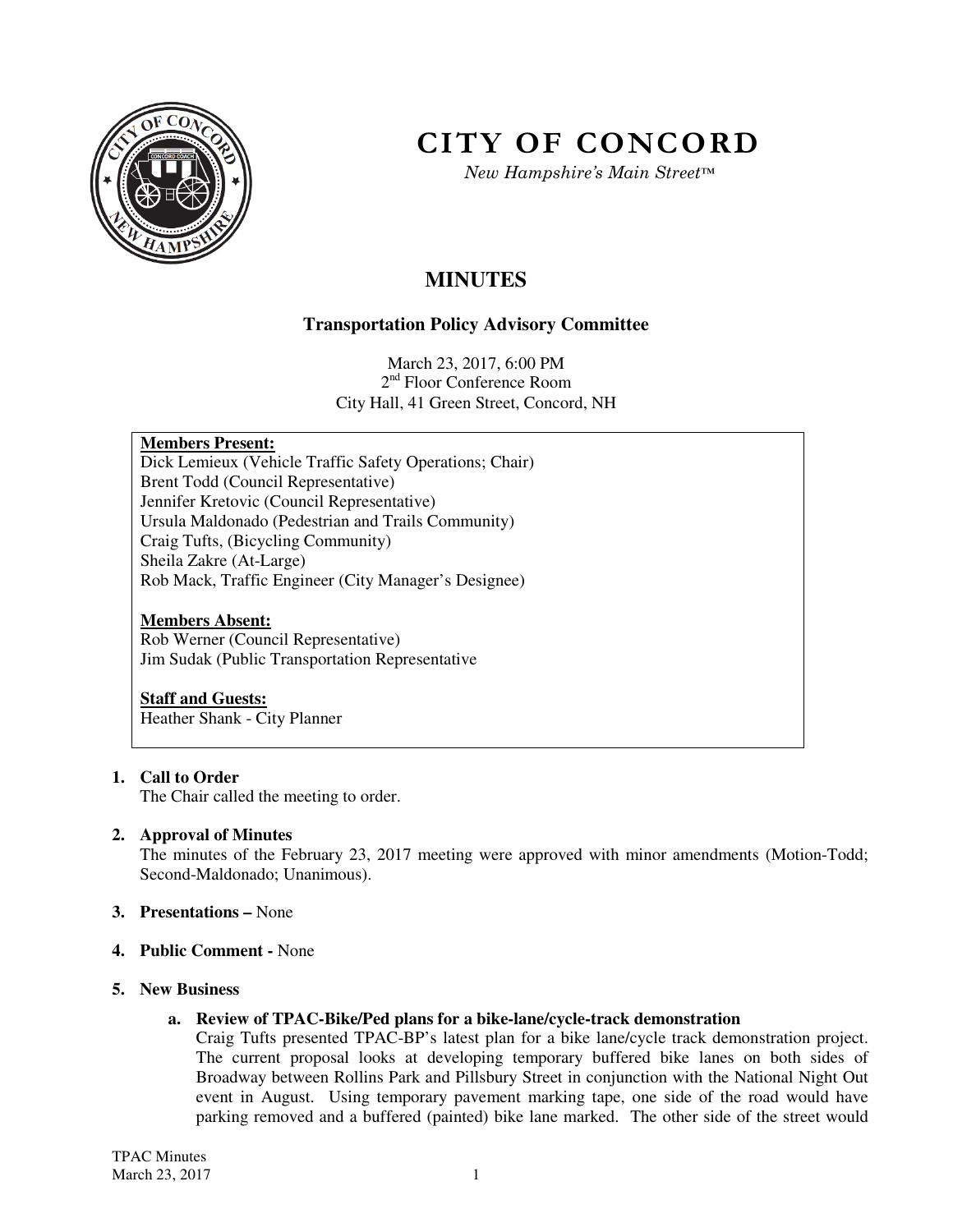# CITY OF CONCORD

*New Hampshire's Main Street™*

## MINUTES

### Transportation Policy Advisory Committee

March 23, 2017, 6:00 PM
2nd Floor Conference Room
City Hall, 41 Green Street, Concord, NH

**Members Present:**
Dick Lemieux (Vehicle Traffic Safety Operations; Chair)
Brent Todd (Council Representative)
Jennifer Kretovic (Council Representative)
Ursula Maldonado (Pedestrian and Trails Community)
Craig Tufts, (Bicycling Community)
Sheila Zakre (At-Large)
Rob Mack, Traffic Engineer (City Manager's Designee)

**Members Absent:**
Rob Werner (Council Representative)
Jim Sudak (Public Transportation Representative

**Staff and Guests:**
Heather Shank - City Planner

1. **Call to Order**
   The Chair called the meeting to order.

2. **Approval of Minutes**
   The minutes of the February 23, 2017 meeting were approved with minor amendments (Motion-Todd; Second-Maldonado; Unanimous).

3. **Presentations –** None

4. **Public Comment -** None

5. **New Business**

   a. **Review of TPAC-Bike/Ped plans for a bike-lane/cycle-track demonstration**
   Craig Tufts presented TPAC-BP's latest plan for a bike lane/cycle track demonstration project. The current proposal looks at developing temporary buffered bike lanes on both sides of Broadway between Rollins Park and Pillsbury Street in conjunction with the National Night Out event in August. Using temporary pavement marking tape, one side of the road would have parking removed and a buffered (painted) bike lane marked. The other side of the street would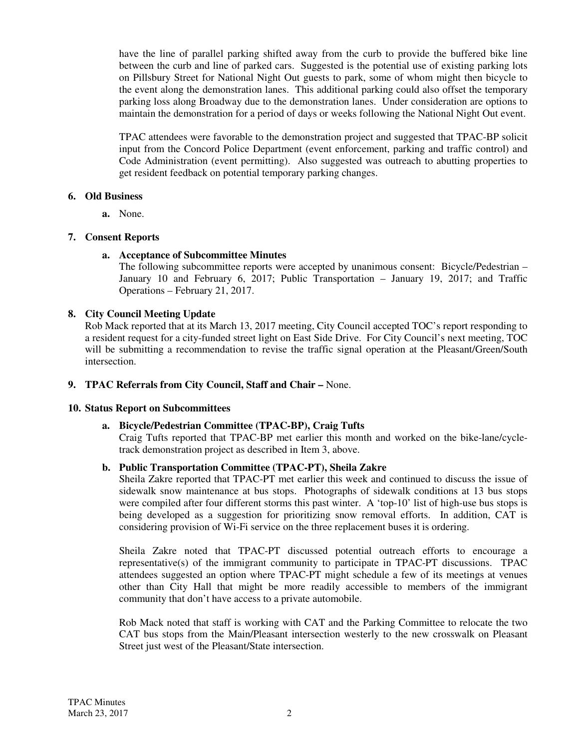have the line of parallel parking shifted away from the curb to provide the buffered bike line between the curb and line of parked cars. Suggested is the potential use of existing parking lots on Pillsbury Street for National Night Out guests to park, some of whom might then bicycle to the event along the demonstration lanes. This additional parking could also offset the temporary parking loss along Broadway due to the demonstration lanes. Under consideration are options to maintain the demonstration for a period of days or weeks following the National Night Out event.

TPAC attendees were favorable to the demonstration project and suggested that TPAC-BP solicit input from the Concord Police Department (event enforcement, parking and traffic control) and Code Administration (event permitting). Also suggested was outreach to abutting properties to get resident feedback on potential temporary parking changes.

**6. Old Business**

**a.** None.

**7. Consent Reports**

**a. Acceptance of Subcommittee Minutes**

The following subcommittee reports were accepted by unanimous consent: Bicycle/Pedestrian – January 10 and February 6, 2017; Public Transportation – January 19, 2017; and Traffic Operations – February 21, 2017.

**8. City Council Meeting Update**

Rob Mack reported that at its March 13, 2017 meeting, City Council accepted TOC's report responding to a resident request for a city-funded street light on East Side Drive. For City Council's next meeting, TOC will be submitting a recommendation to revise the traffic signal operation at the Pleasant/Green/South intersection.

**9. TPAC Referrals from City Council, Staff and Chair –** None.

**10. Status Report on Subcommittees**

**a. Bicycle/Pedestrian Committee (TPAC-BP), Craig Tufts**

Craig Tufts reported that TPAC-BP met earlier this month and worked on the bike-lane/cycle-track demonstration project as described in Item 3, above.

**b. Public Transportation Committee (TPAC-PT), Sheila Zakre**

Sheila Zakre reported that TPAC-PT met earlier this week and continued to discuss the issue of sidewalk snow maintenance at bus stops. Photographs of sidewalk conditions at 13 bus stops were compiled after four different storms this past winter. A 'top-10' list of high-use bus stops is being developed as a suggestion for prioritizing snow removal efforts. In addition, CAT is considering provision of Wi-Fi service on the three replacement buses it is ordering.

Sheila Zakre noted that TPAC-PT discussed potential outreach efforts to encourage a representative(s) of the immigrant community to participate in TPAC-PT discussions. TPAC attendees suggested an option where TPAC-PT might schedule a few of its meetings at venues other than City Hall that might be more readily accessible to members of the immigrant community that don't have access to a private automobile.

Rob Mack noted that staff is working with CAT and the Parking Committee to relocate the two CAT bus stops from the Main/Pleasant intersection westerly to the new crosswalk on Pleasant Street just west of the Pleasant/State intersection.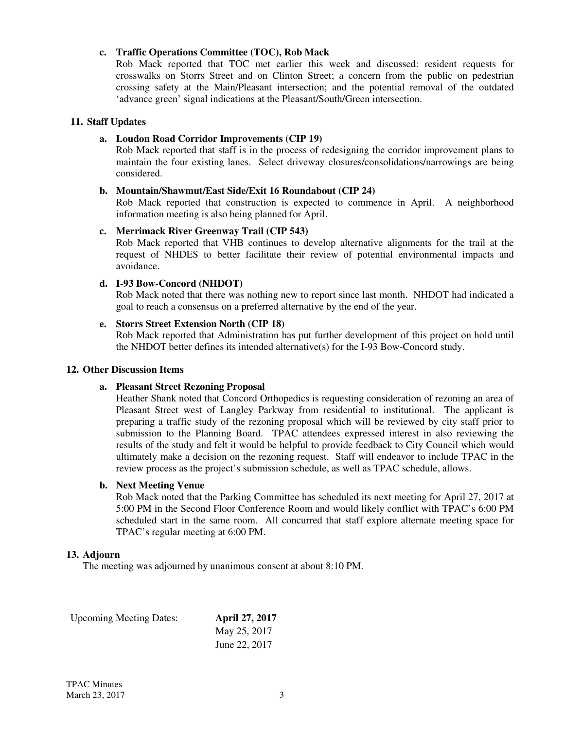c. **Traffic Operations Committee (TOC), Rob Mack**

Rob Mack reported that TOC met earlier this week and discussed: resident requests for crosswalks on Storrs Street and on Clinton Street; a concern from the public on pedestrian crossing safety at the Main/Pleasant intersection; and the potential removal of the outdated 'advance green' signal indications at the Pleasant/South/Green intersection.

## 11. Staff Updates

a. **Loudon Road Corridor Improvements (CIP 19)**

Rob Mack reported that staff is in the process of redesigning the corridor improvement plans to maintain the four existing lanes. Select driveway closures/consolidations/narrowings are being considered.

b. **Mountain/Shawmut/East Side/Exit 16 Roundabout (CIP 24)**

Rob Mack reported that construction is expected to commence in April. A neighborhood information meeting is also being planned for April.

c. **Merrimack River Greenway Trail (CIP 543)**

Rob Mack reported that VHB continues to develop alternative alignments for the trail at the request of NHDES to better facilitate their review of potential environmental impacts and avoidance.

d. **I-93 Bow-Concord (NHDOT)**

Rob Mack noted that there was nothing new to report since last month. NHDOT had indicated a goal to reach a consensus on a preferred alternative by the end of the year.

e. **Storrs Street Extension North (CIP 18)**

Rob Mack reported that Administration has put further development of this project on hold until the NHDOT better defines its intended alternative(s) for the I-93 Bow-Concord study.

## 12. Other Discussion Items

a. **Pleasant Street Rezoning Proposal**

Heather Shank noted that Concord Orthopedics is requesting consideration of rezoning an area of Pleasant Street west of Langley Parkway from residential to institutional. The applicant is preparing a traffic study of the rezoning proposal which will be reviewed by city staff prior to submission to the Planning Board. TPAC attendees expressed interest in also reviewing the results of the study and felt it would be helpful to provide feedback to City Council which would ultimately make a decision on the rezoning request. Staff will endeavor to include TPAC in the review process as the project's submission schedule, as well as TPAC schedule, allows.

b. **Next Meeting Venue**

Rob Mack noted that the Parking Committee has scheduled its next meeting for April 27, 2017 at 5:00 PM in the Second Floor Conference Room and would likely conflict with TPAC's 6:00 PM scheduled start in the same room. All concurred that staff explore alternate meeting space for TPAC's regular meeting at 6:00 PM.

## 13. Adjourn

The meeting was adjourned by unanimous consent at about 8:10 PM.

Upcoming Meeting Dates: **April 27, 2017**

May 25, 2017

June 22, 2017